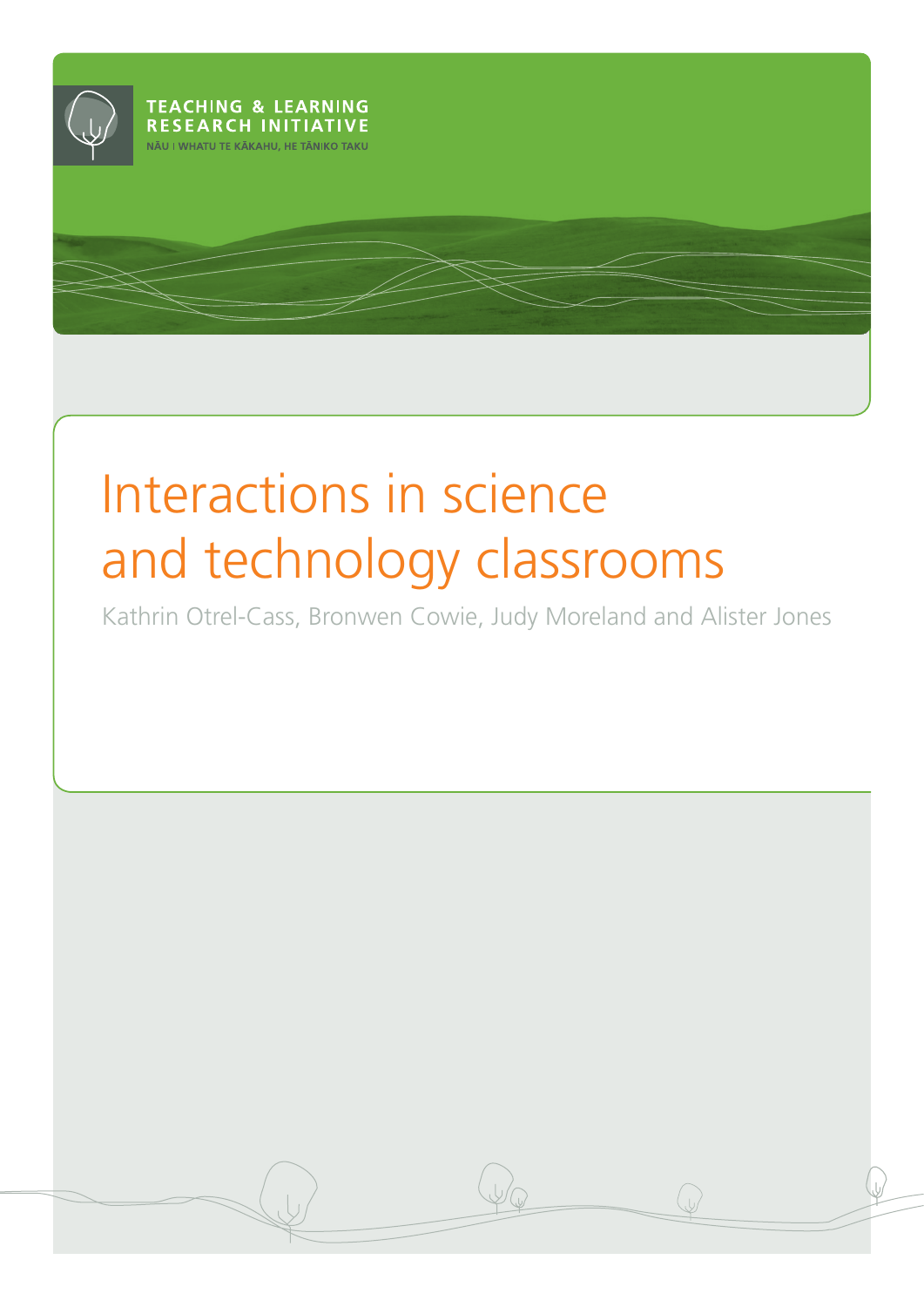TEACHING & LEARNING
RESEARCH INITIATIVE
NĀU I WHATU TE KĀKAHU, HE TĀNIKO TAKU

# Interactions in science and technology classrooms

Kathrin Otrel-Cass, Bronwen Cowie, Judy Moreland and Alister Jones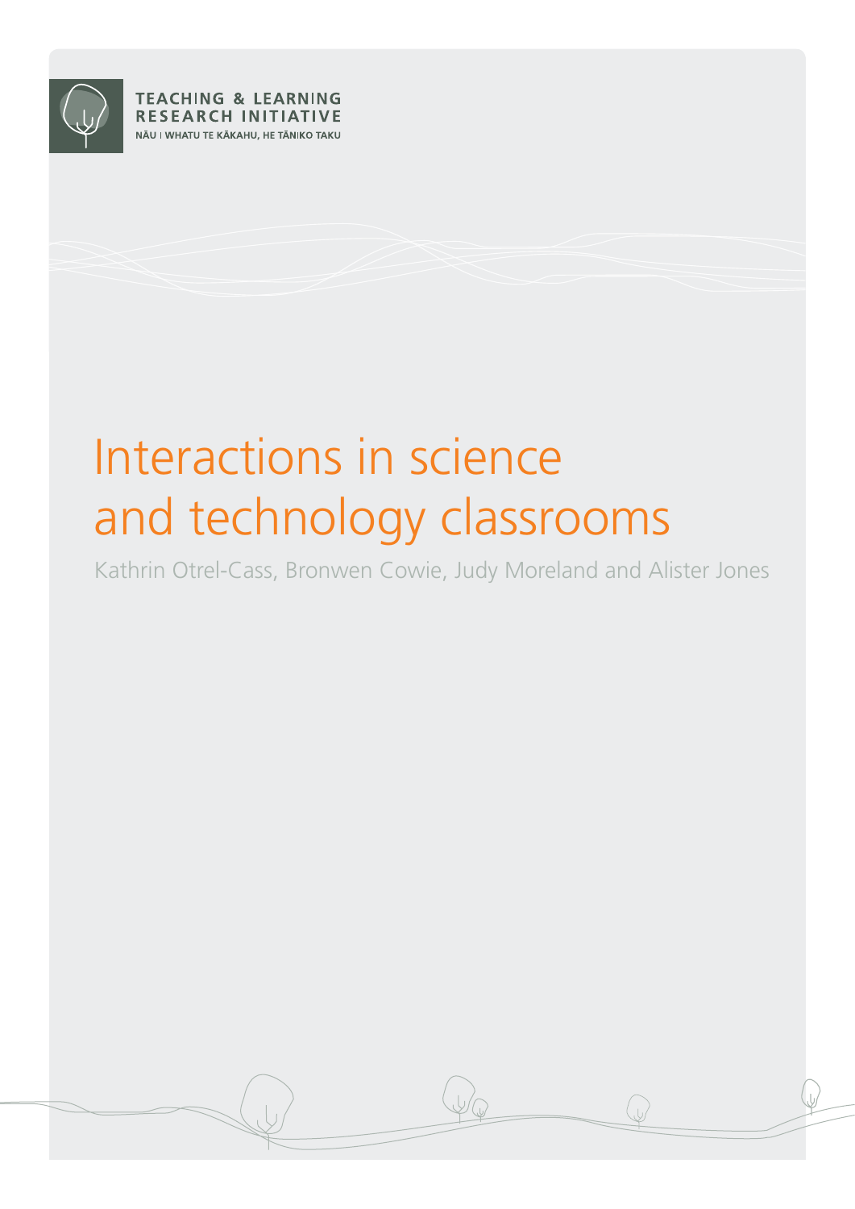TEACHING & LEARNING RESEARCH INITIATIVE

NĀU I WHATU TE KĀKAHU, HE TĀNIKO TAKU

# Interactions in science and technology classrooms

Kathrin Otrel-Cass, Bronwen Cowie, Judy Moreland and Alister Jones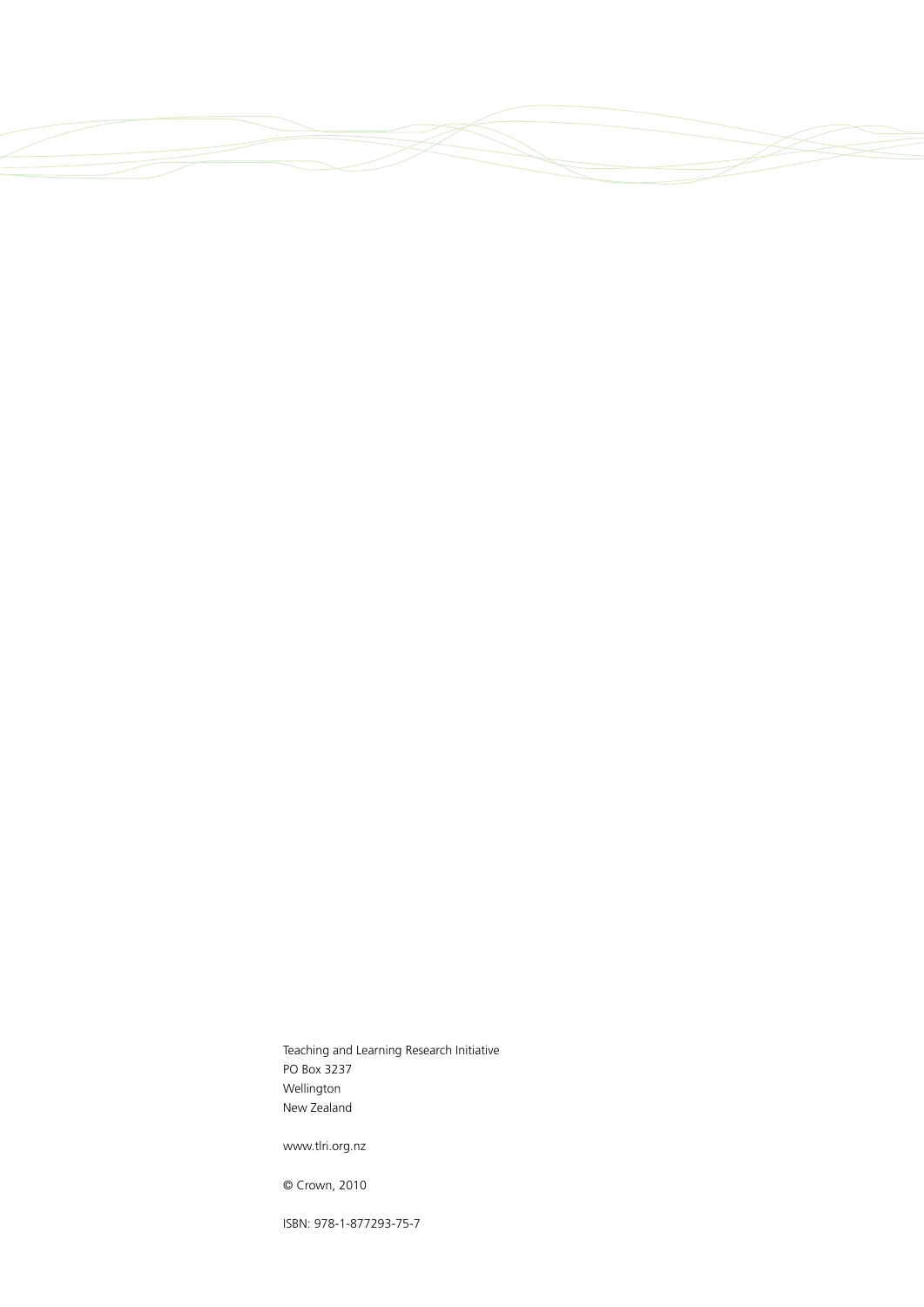Teaching and Learning Research Initiative
PO Box 3237
Wellington
New Zealand

www.tlri.org.nz

© Crown, 2010

ISBN: 978-1-877293-75-7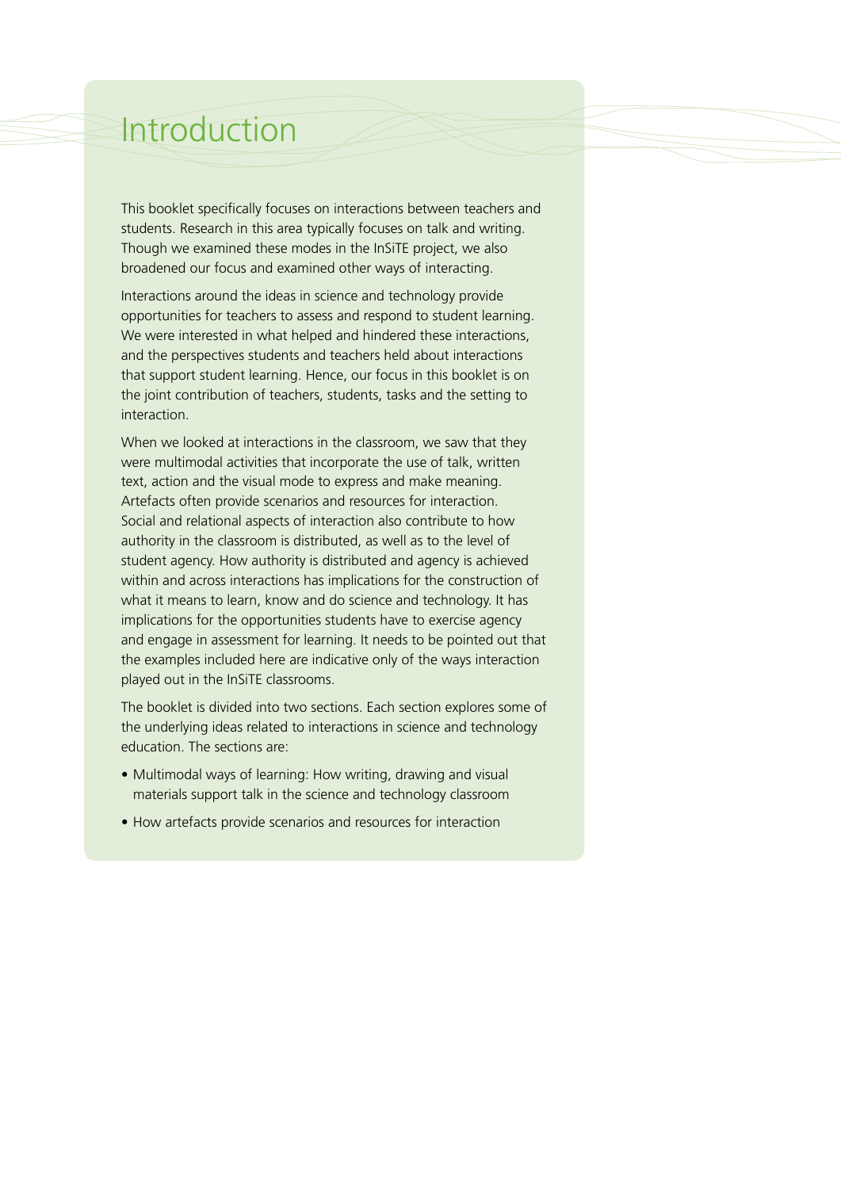# Introduction

This booklet specifically focuses on interactions between teachers and students. Research in this area typically focuses on talk and writing. Though we examined these modes in the InSiTE project, we also broadened our focus and examined other ways of interacting.

Interactions around the ideas in science and technology provide opportunities for teachers to assess and respond to student learning. We were interested in what helped and hindered these interactions, and the perspectives students and teachers held about interactions that support student learning. Hence, our focus in this booklet is on the joint contribution of teachers, students, tasks and the setting to interaction.

When we looked at interactions in the classroom, we saw that they were multimodal activities that incorporate the use of talk, written text, action and the visual mode to express and make meaning. Artefacts often provide scenarios and resources for interaction. Social and relational aspects of interaction also contribute to how authority in the classroom is distributed, as well as to the level of student agency. How authority is distributed and agency is achieved within and across interactions has implications for the construction of what it means to learn, know and do science and technology. It has implications for the opportunities students have to exercise agency and engage in assessment for learning. It needs to be pointed out that the examples included here are indicative only of the ways interaction played out in the InSiTE classrooms.

The booklet is divided into two sections. Each section explores some of the underlying ideas related to interactions in science and technology education. The sections are:

- Multimodal ways of learning: How writing, drawing and visual materials support talk in the science and technology classroom
- How artefacts provide scenarios and resources for interaction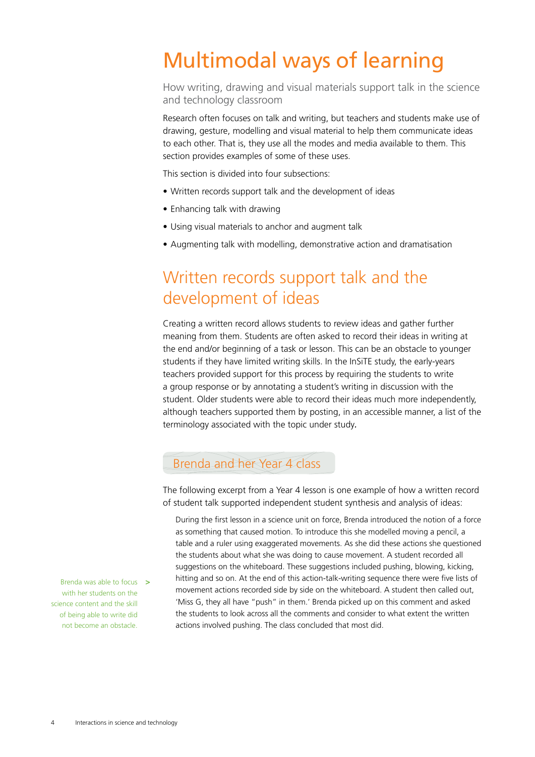# Multimodal ways of learning

How writing, drawing and visual materials support talk in the science and technology classroom

Research often focuses on talk and writing, but teachers and students make use of drawing, gesture, modelling and visual material to help them communicate ideas to each other. That is, they use all the modes and media available to them. This section provides examples of some of these uses.

This section is divided into four subsections:

- Written records support talk and the development of ideas
- Enhancing talk with drawing
- Using visual materials to anchor and augment talk
- Augmenting talk with modelling, demonstrative action and dramatisation

## Written records support talk and the development of ideas

Creating a written record allows students to review ideas and gather further meaning from them. Students are often asked to record their ideas in writing at the end and/or beginning of a task or lesson. This can be an obstacle to younger students if they have limited writing skills. In the InSiTE study, the early-years teachers provided support for this process by requiring the students to write a group response or by annotating a student's writing in discussion with the student. Older students were able to record their ideas much more independently, although teachers supported them by posting, in an accessible manner, a list of the terminology associated with the topic under study.

### Brenda and her Year 4 class

The following excerpt from a Year 4 lesson is one example of how a written record of student talk supported independent student synthesis and analysis of ideas:

> During the first lesson in a science unit on force, Brenda introduced the notion of a force as something that caused motion. To introduce this she modelled moving a pencil, a table and a ruler using exaggerated movements. As she did these actions she questioned the students about what she was doing to cause movement. A student recorded all suggestions on the whiteboard. These suggestions included pushing, blowing, kicking, hitting and so on. At the end of this action-talk-writing sequence there were five lists of movement actions recorded side by side on the whiteboard. A student then called out, 'Miss G, they all have "push" in them.' Brenda picked up on this comment and asked the students to look across all the comments and consider to what extent the written actions involved pushing. The class concluded that most did.

Brenda was able to focus with her students on the science content and the skill of being able to write did not become an obstacle. >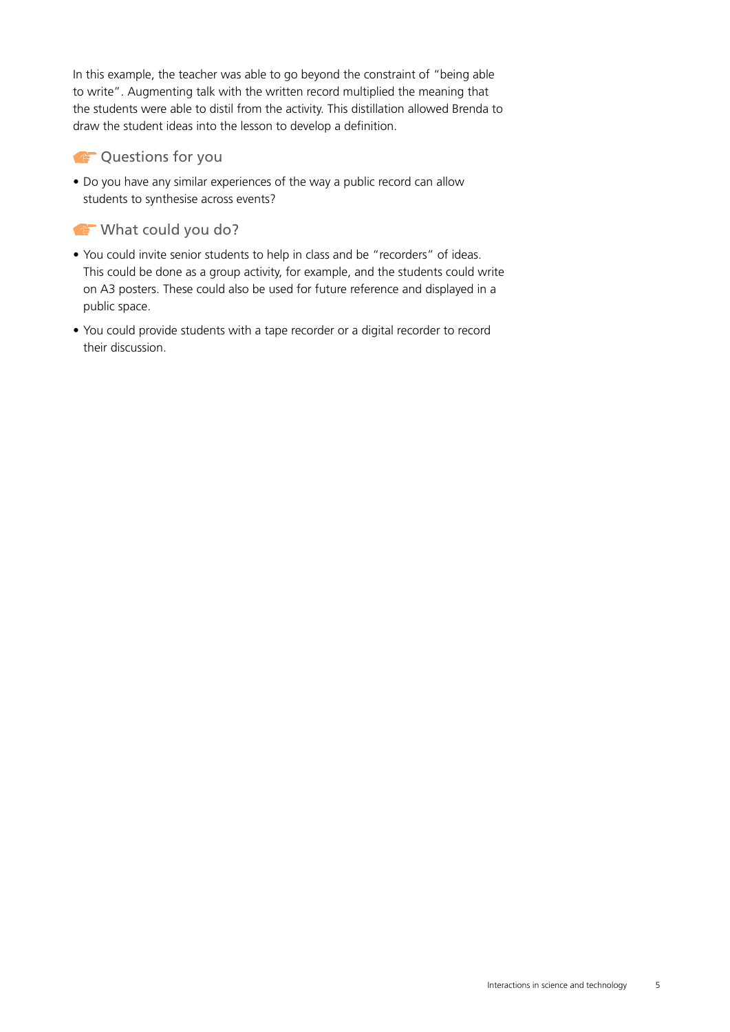In this example, the teacher was able to go beyond the constraint of "being able to write". Augmenting talk with the written record multiplied the meaning that the students were able to distil from the activity. This distillation allowed Brenda to draw the student ideas into the lesson to develop a definition.

### Questions for you

- Do you have any similar experiences of the way a public record can allow students to synthesise across events?

### What could you do?

- You could invite senior students to help in class and be "recorders" of ideas. This could be done as a group activity, for example, and the students could write on A3 posters. These could also be used for future reference and displayed in a public space.
- You could provide students with a tape recorder or a digital recorder to record their discussion.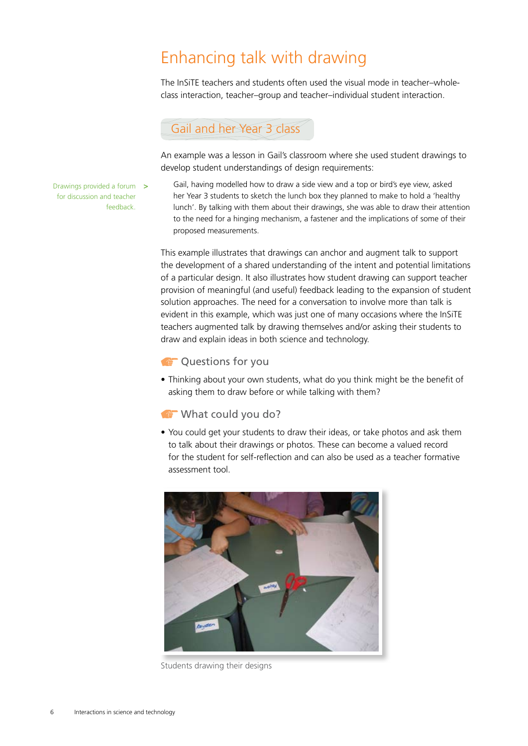# Enhancing talk with drawing

The InSiTE teachers and students often used the visual mode in teacher–whole-class interaction, teacher–group and teacher–individual student interaction.

## Gail and her Year 3 class

An example was a lesson in Gail's classroom where she used student drawings to develop student understandings of design requirements:

Drawings provided a forum for discussion and teacher feedback.

> Gail, having modelled how to draw a side view and a top or bird's eye view, asked her Year 3 students to sketch the lunch box they planned to make to hold a 'healthy lunch'. By talking with them about their drawings, she was able to draw their attention to the need for a hinging mechanism, a fastener and the implications of some of their proposed measurements.

This example illustrates that drawings can anchor and augment talk to support the development of a shared understanding of the intent and potential limitations of a particular design. It also illustrates how student drawing can support teacher provision of meaningful (and useful) feedback leading to the expansion of student solution approaches. The need for a conversation to involve more than talk is evident in this example, which was just one of many occasions where the InSiTE teachers augmented talk by drawing themselves and/or asking their students to draw and explain ideas in both science and technology.

### Questions for you

- Thinking about your own students, what do you think might be the benefit of asking them to draw before or while talking with them?

### What could you do?

- You could get your students to draw their ideas, or take photos and ask them to talk about their drawings or photos. These can become a valued record for the student for self-reflection and can also be used as a teacher formative assessment tool.

Students drawing their designs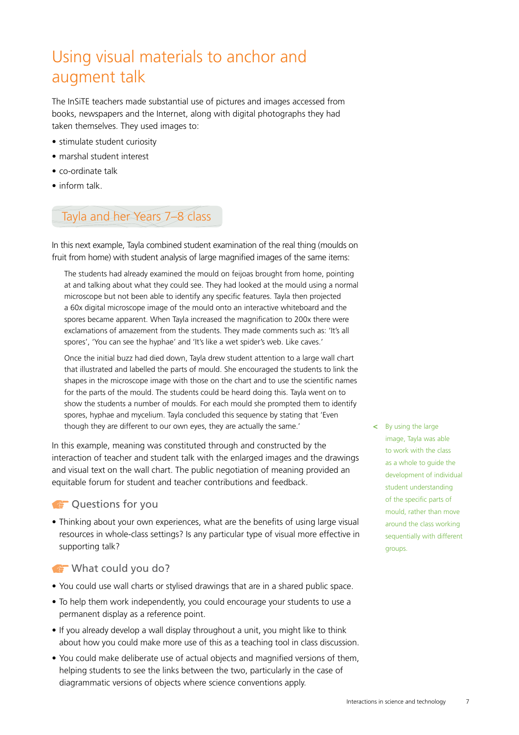# Using visual materials to anchor and augment talk

The InSiTE teachers made substantial use of pictures and images accessed from books, newspapers and the Internet, along with digital photographs they had taken themselves. They used images to:

- stimulate student curiosity
- marshal student interest
- co-ordinate talk
- inform talk.

## Tayla and her Years 7–8 class

In this next example, Tayla combined student examination of the real thing (moulds on fruit from home) with student analysis of large magnified images of the same items:

> The students had already examined the mould on feijoas brought from home, pointing at and talking about what they could see. They had looked at the mould using a normal microscope but not been able to identify any specific features. Tayla then projected a 60x digital microscope image of the mould onto an interactive whiteboard and the spores became apparent. When Tayla increased the magnification to 200x there were exclamations of amazement from the students. They made comments such as: 'It's all spores', 'You can see the hyphae' and 'It's like a wet spider's web. Like caves.'
>
> Once the initial buzz had died down, Tayla drew student attention to a large wall chart that illustrated and labelled the parts of mould. She encouraged the students to link the shapes in the microscope image with those on the chart and to use the scientific names for the parts of the mould. The students could be heard doing this. Tayla went on to show the students a number of moulds. For each mould she prompted them to identify spores, hyphae and mycelium. Tayla concluded this sequence by stating that 'Even though they are different to our own eyes, they are actually the same.'

In this example, meaning was constituted through and constructed by the interaction of teacher and student talk with the enlarged images and the drawings and visual text on the wall chart. The public negotiation of meaning provided an equitable forum for student and teacher contributions and feedback.

< By using the large image, Tayla was able to work with the class as a whole to guide the development of individual student understanding of the specific parts of mould, rather than move around the class working sequentially with different groups.

### Questions for you

- Thinking about your own experiences, what are the benefits of using large visual resources in whole-class settings? Is any particular type of visual more effective in supporting talk?

### What could you do?

- You could use wall charts or stylised drawings that are in a shared public space.
- To help them work independently, you could encourage your students to use a permanent display as a reference point.
- If you already develop a wall display throughout a unit, you might like to think about how you could make more use of this as a teaching tool in class discussion.
- You could make deliberate use of actual objects and magnified versions of them, helping students to see the links between the two, particularly in the case of diagrammatic versions of objects where science conventions apply.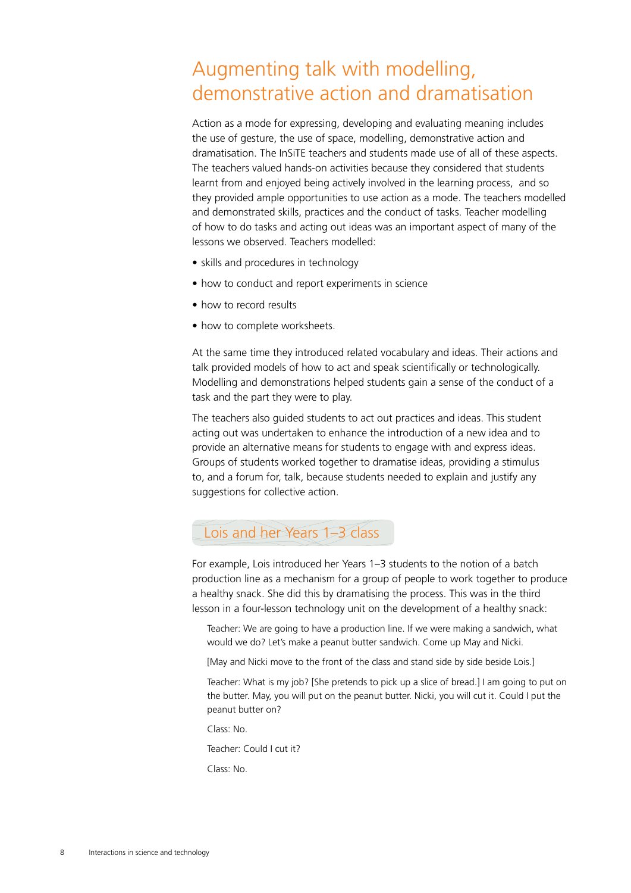# Augmenting talk with modelling, demonstrative action and dramatisation

Action as a mode for expressing, developing and evaluating meaning includes the use of gesture, the use of space, modelling, demonstrative action and dramatisation. The InSiTE teachers and students made use of all of these aspects. The teachers valued hands-on activities because they considered that students learnt from and enjoyed being actively involved in the learning process, and so they provided ample opportunities to use action as a mode. The teachers modelled and demonstrated skills, practices and the conduct of tasks. Teacher modelling of how to do tasks and acting out ideas was an important aspect of many of the lessons we observed. Teachers modelled:

- skills and procedures in technology
- how to conduct and report experiments in science
- how to record results
- how to complete worksheets.

At the same time they introduced related vocabulary and ideas. Their actions and talk provided models of how to act and speak scientifically or technologically. Modelling and demonstrations helped students gain a sense of the conduct of a task and the part they were to play.

The teachers also guided students to act out practices and ideas. This student acting out was undertaken to enhance the introduction of a new idea and to provide an alternative means for students to engage with and express ideas. Groups of students worked together to dramatise ideas, providing a stimulus to, and a forum for, talk, because students needed to explain and justify any suggestions for collective action.

## Lois and her Years 1–3 class

For example, Lois introduced her Years 1–3 students to the notion of a batch production line as a mechanism for a group of people to work together to produce a healthy snack. She did this by dramatising the process. This was in the third lesson in a four-lesson technology unit on the development of a healthy snack:

> Teacher: We are going to have a production line. If we were making a sandwich, what would we do? Let's make a peanut butter sandwich. Come up May and Nicki.
>
> [May and Nicki move to the front of the class and stand side by side beside Lois.]
>
> Teacher: What is my job? [She pretends to pick up a slice of bread.] I am going to put on the butter. May, you will put on the peanut butter. Nicki, you will cut it. Could I put the peanut butter on?
>
> Class: No.
>
> Teacher: Could I cut it?
>
> Class: No.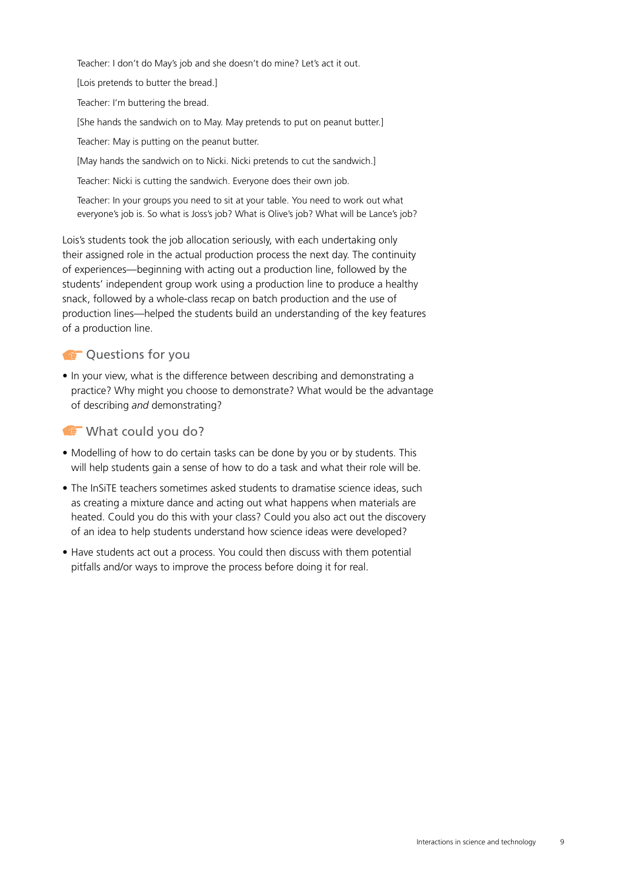Teacher: I don't do May's job and she doesn't do mine? Let's act it out.

[Lois pretends to butter the bread.]

Teacher: I'm buttering the bread.

[She hands the sandwich on to May. May pretends to put on peanut butter.]

Teacher: May is putting on the peanut butter.

[May hands the sandwich on to Nicki. Nicki pretends to cut the sandwich.]

Teacher: Nicki is cutting the sandwich. Everyone does their own job.

Teacher: In your groups you need to sit at your table. You need to work out what everyone's job is. So what is Joss's job? What is Olive's job? What will be Lance's job?

Lois's students took the job allocation seriously, with each undertaking only their assigned role in the actual production process the next day. The continuity of experiences—beginning with acting out a production line, followed by the students' independent group work using a production line to produce a healthy snack, followed by a whole-class recap on batch production and the use of production lines—helped the students build an understanding of the key features of a production line.

## Questions for you

- In your view, what is the difference between describing and demonstrating a practice? Why might you choose to demonstrate? What would be the advantage of describing *and* demonstrating?

## What could you do?

- Modelling of how to do certain tasks can be done by you or by students. This will help students gain a sense of how to do a task and what their role will be.
- The InSiTE teachers sometimes asked students to dramatise science ideas, such as creating a mixture dance and acting out what happens when materials are heated. Could you do this with your class? Could you also act out the discovery of an idea to help students understand how science ideas were developed?
- Have students act out a process. You could then discuss with them potential pitfalls and/or ways to improve the process before doing it for real.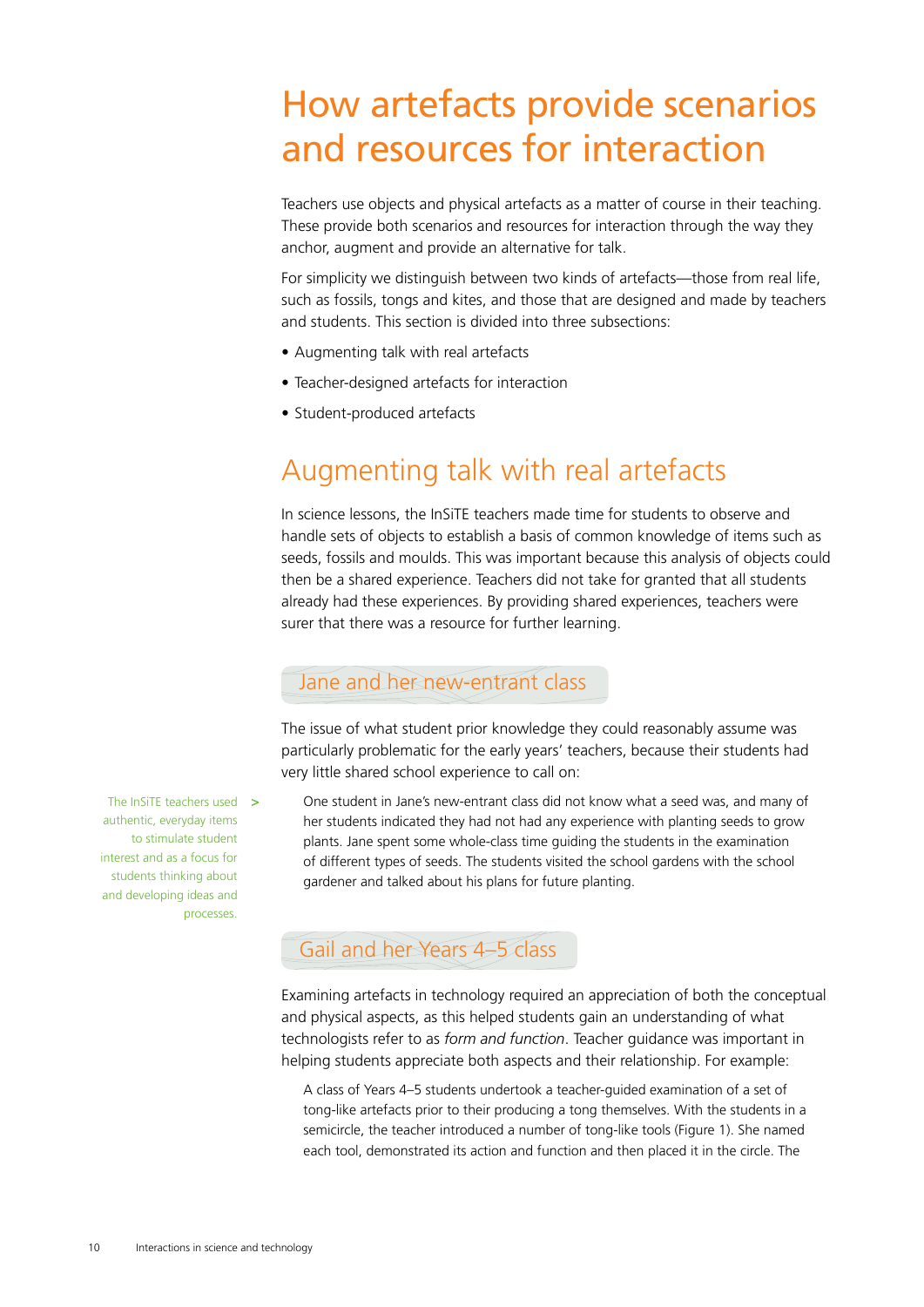# How artefacts provide scenarios and resources for interaction

Teachers use objects and physical artefacts as a matter of course in their teaching. These provide both scenarios and resources for interaction through the way they anchor, augment and provide an alternative for talk.

For simplicity we distinguish between two kinds of artefacts—those from real life, such as fossils, tongs and kites, and those that are designed and made by teachers and students. This section is divided into three subsections:

- Augmenting talk with real artefacts
- Teacher-designed artefacts for interaction
- Student-produced artefacts

## Augmenting talk with real artefacts

In science lessons, the InSiTE teachers made time for students to observe and handle sets of objects to establish a basis of common knowledge of items such as seeds, fossils and moulds. This was important because this analysis of objects could then be a shared experience. Teachers did not take for granted that all students already had these experiences. By providing shared experiences, teachers were surer that there was a resource for further learning.

### Jane and her new-entrant class

The issue of what student prior knowledge they could reasonably assume was particularly problematic for the early years' teachers, because their students had very little shared school experience to call on:

> One student in Jane's new-entrant class did not know what a seed was, and many of her students indicated they had not had any experience with planting seeds to grow plants. Jane spent some whole-class time guiding the students in the examination of different types of seeds. The students visited the school gardens with the school gardener and talked about his plans for future planting.

The InSiTE teachers used authentic, everyday items to stimulate student interest and as a focus for students thinking about and developing ideas and processes.

### Gail and her Years 4–5 class

Examining artefacts in technology required an appreciation of both the conceptual and physical aspects, as this helped students gain an understanding of what technologists refer to as *form and function*. Teacher guidance was important in helping students appreciate both aspects and their relationship. For example:

> A class of Years 4–5 students undertook a teacher-guided examination of a set of tong-like artefacts prior to their producing a tong themselves. With the students in a semicircle, the teacher introduced a number of tong-like tools (Figure 1). She named each tool, demonstrated its action and function and then placed it in the circle. The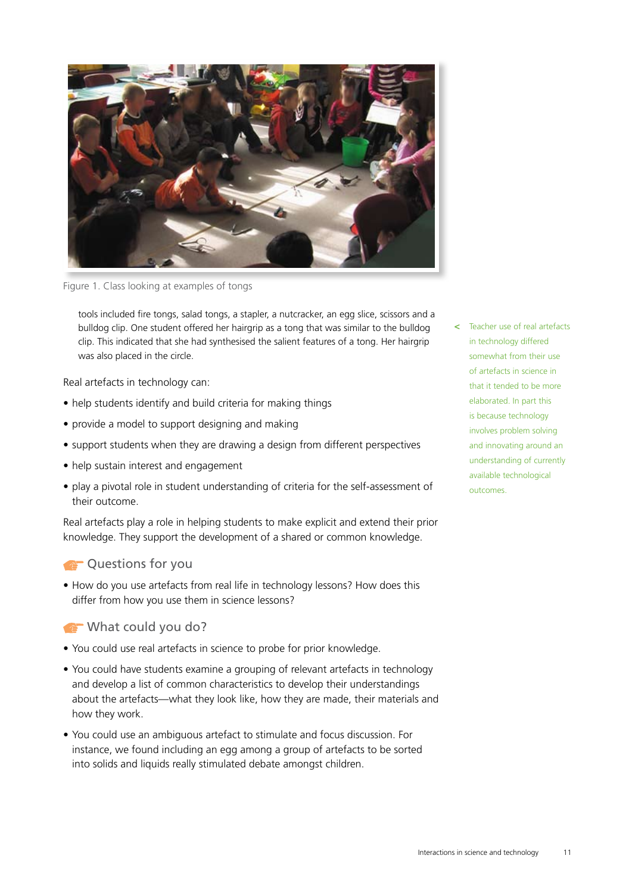Figure 1. Class looking at examples of tongs

tools included fire tongs, salad tongs, a stapler, a nutcracker, an egg slice, scissors and a bulldog clip. One student offered her hairgrip as a tong that was similar to the bulldog clip. This indicated that she had synthesised the salient features of a tong. Her hairgrip was also placed in the circle.

Real artefacts in technology can:

- help students identify and build criteria for making things
- provide a model to support designing and making
- support students when they are drawing a design from different perspectives
- help sustain interest and engagement
- play a pivotal role in student understanding of criteria for the self-assessment of their outcome.

Real artefacts play a role in helping students to make explicit and extend their prior knowledge. They support the development of a shared or common knowledge.

< Teacher use of real artefacts in technology differed somewhat from their use of artefacts in science in that it tended to be more elaborated. In part this is because technology involves problem solving and innovating around an understanding of currently available technological outcomes.

## Questions for you

- How do you use artefacts from real life in technology lessons? How does this differ from how you use them in science lessons?

## What could you do?

- You could use real artefacts in science to probe for prior knowledge.
- You could have students examine a grouping of relevant artefacts in technology and develop a list of common characteristics to develop their understandings about the artefacts—what they look like, how they are made, their materials and how they work.
- You could use an ambiguous artefact to stimulate and focus discussion. For instance, we found including an egg among a group of artefacts to be sorted into solids and liquids really stimulated debate amongst children.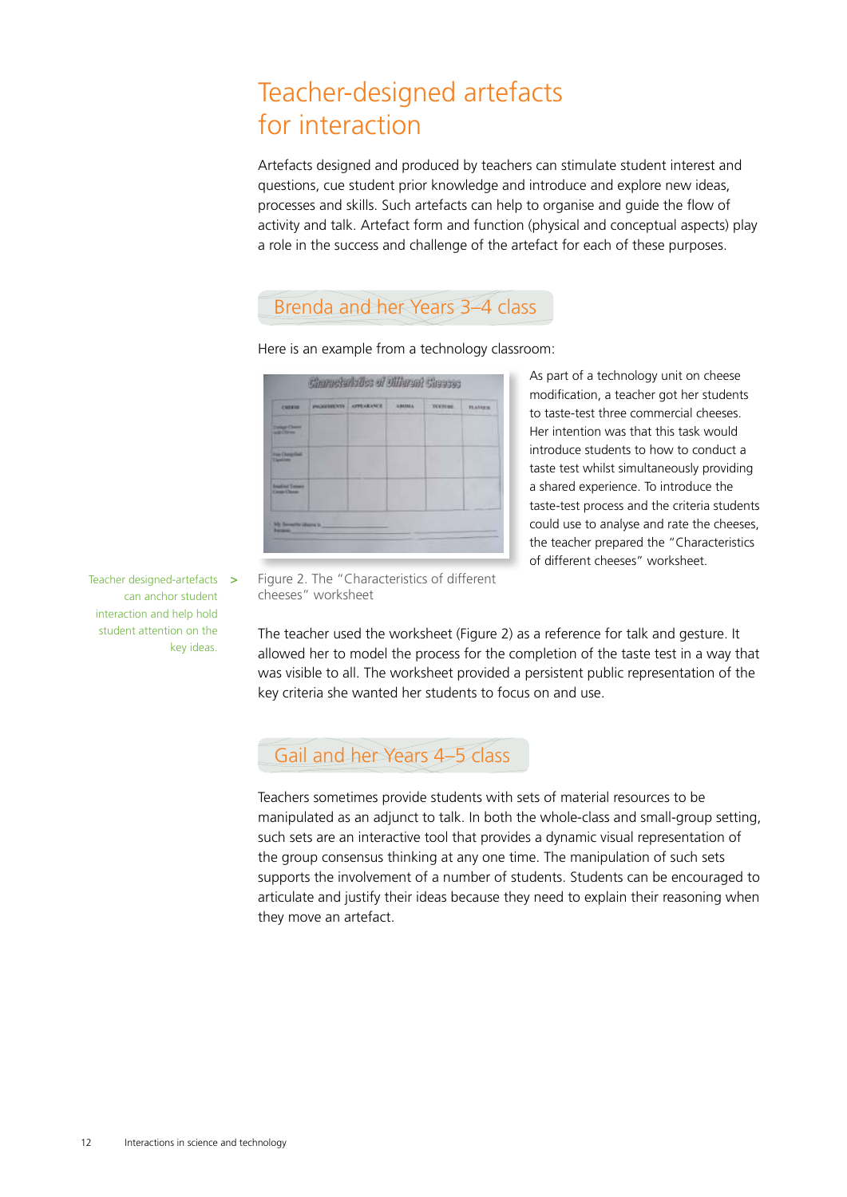# Teacher-designed artefacts for interaction

Artefacts designed and produced by teachers can stimulate student interest and questions, cue student prior knowledge and introduce and explore new ideas, processes and skills. Such artefacts can help to organise and guide the flow of activity and talk. Artefact form and function (physical and conceptual aspects) play a role in the success and challenge of the artefact for each of these purposes.

## Brenda and her Years 3–4 class

Here is an example from a technology classroom:

As part of a technology unit on cheese modification, a teacher got her students to taste-test three commercial cheeses. Her intention was that this task would introduce students to how to conduct a taste test whilst simultaneously providing a shared experience. To introduce the taste-test process and the criteria students could use to analyse and rate the cheeses, the teacher prepared the "Characteristics of different cheeses" worksheet.

Figure 2. The "Characteristics of different cheeses" worksheet

Teacher designed-artefacts can anchor student interaction and help hold student attention on the key ideas.

The teacher used the worksheet (Figure 2) as a reference for talk and gesture. It allowed her to model the process for the completion of the taste test in a way that was visible to all. The worksheet provided a persistent public representation of the key criteria she wanted her students to focus on and use.

## Gail and her Years 4–5 class

Teachers sometimes provide students with sets of material resources to be manipulated as an adjunct to talk. In both the whole-class and small-group setting, such sets are an interactive tool that provides a dynamic visual representation of the group consensus thinking at any one time. The manipulation of such sets supports the involvement of a number of students. Students can be encouraged to articulate and justify their ideas because they need to explain their reasoning when they move an artefact.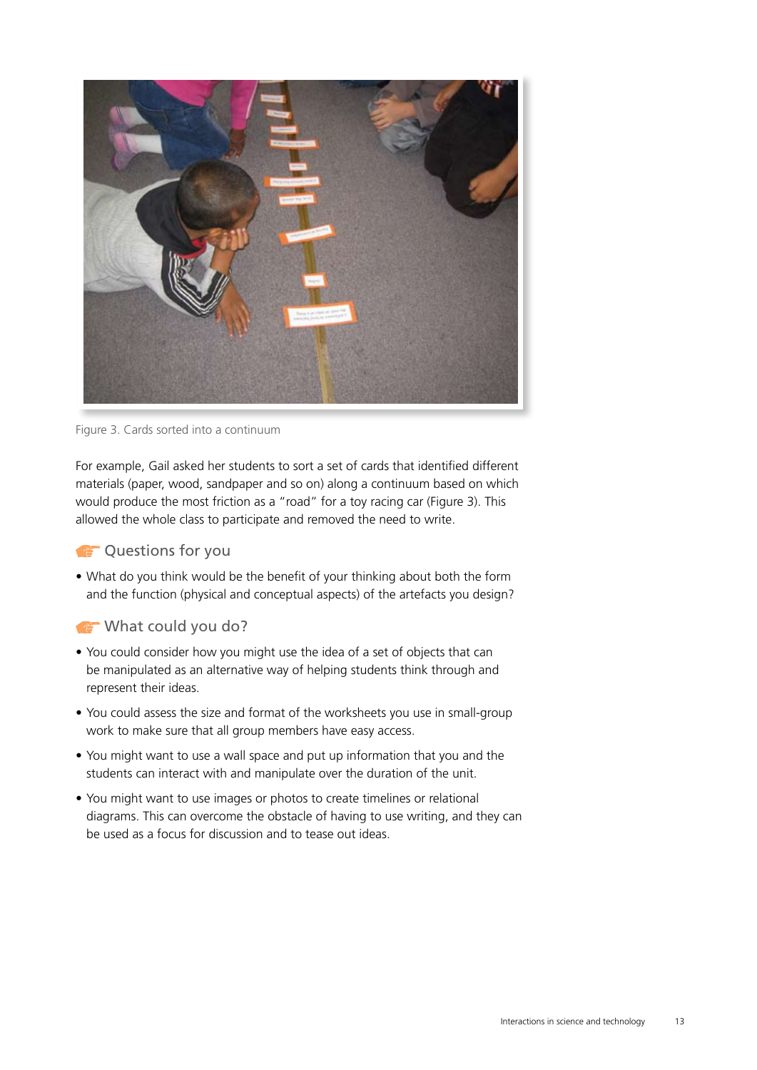Figure 3. Cards sorted into a continuum

For example, Gail asked her students to sort a set of cards that identified different materials (paper, wood, sandpaper and so on) along a continuum based on which would produce the most friction as a "road" for a toy racing car (Figure 3). This allowed the whole class to participate and removed the need to write.

## Questions for you

- What do you think would be the benefit of your thinking about both the form and the function (physical and conceptual aspects) of the artefacts you design?

## What could you do?

- You could consider how you might use the idea of a set of objects that can be manipulated as an alternative way of helping students think through and represent their ideas.
- You could assess the size and format of the worksheets you use in small-group work to make sure that all group members have easy access.
- You might want to use a wall space and put up information that you and the students can interact with and manipulate over the duration of the unit.
- You might want to use images or photos to create timelines or relational diagrams. This can overcome the obstacle of having to use writing, and they can be used as a focus for discussion and to tease out ideas.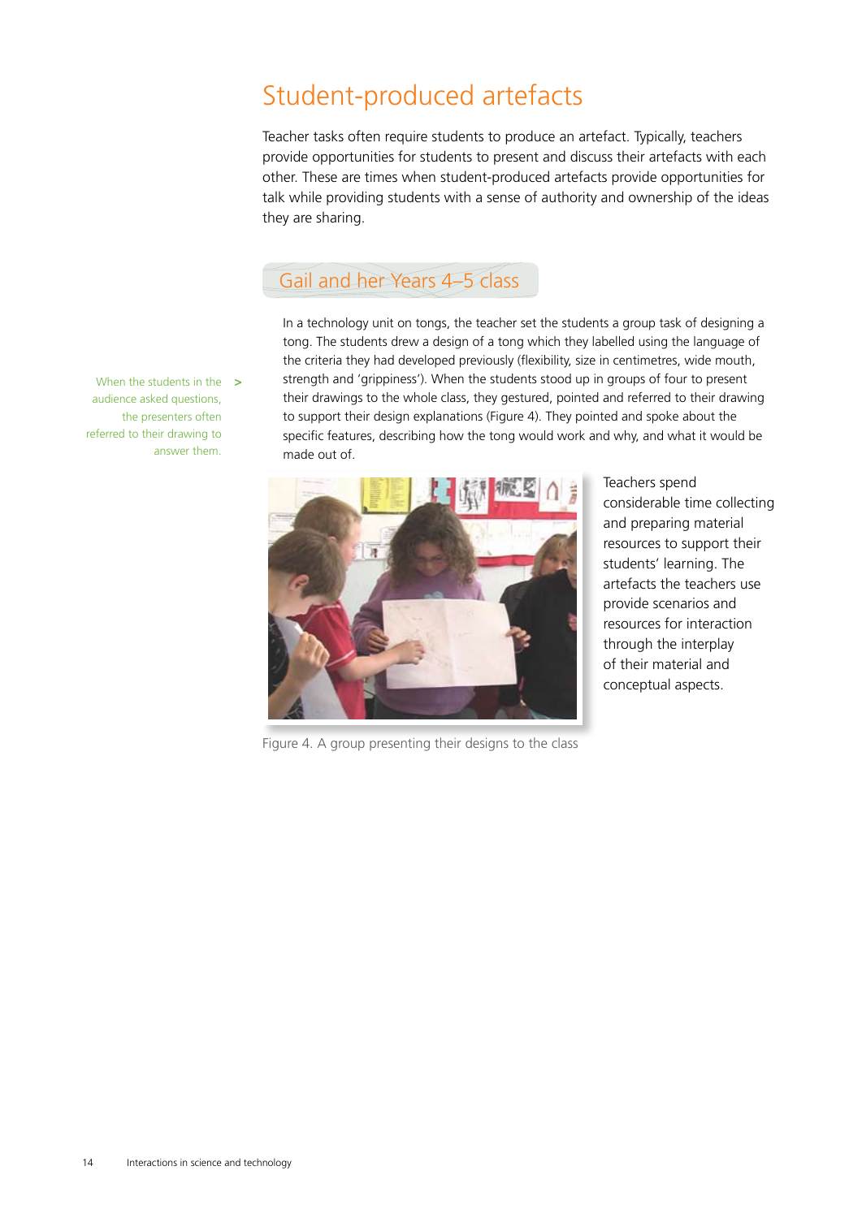# Student-produced artefacts

Teacher tasks often require students to produce an artefact. Typically, teachers provide opportunities for students to present and discuss their artefacts with each other. These are times when student-produced artefacts provide opportunities for talk while providing students with a sense of authority and ownership of the ideas they are sharing.

## Gail and her Years 4–5 class

In a technology unit on tongs, the teacher set the students a group task of designing a tong. The students drew a design of a tong which they labelled using the language of the criteria they had developed previously (flexibility, size in centimetres, wide mouth, strength and 'grippiness'). When the students stood up in groups of four to present their drawings to the whole class, they gestured, pointed and referred to their drawing to support their design explanations (Figure 4). They pointed and spoke about the specific features, describing how the tong would work and why, and what it would be made out of.

When the students in the audience asked questions, the presenters often referred to their drawing to answer them.

Figure 4. A group presenting their designs to the class

Teachers spend considerable time collecting and preparing material resources to support their students' learning. The artefacts the teachers use provide scenarios and resources for interaction through the interplay of their material and conceptual aspects.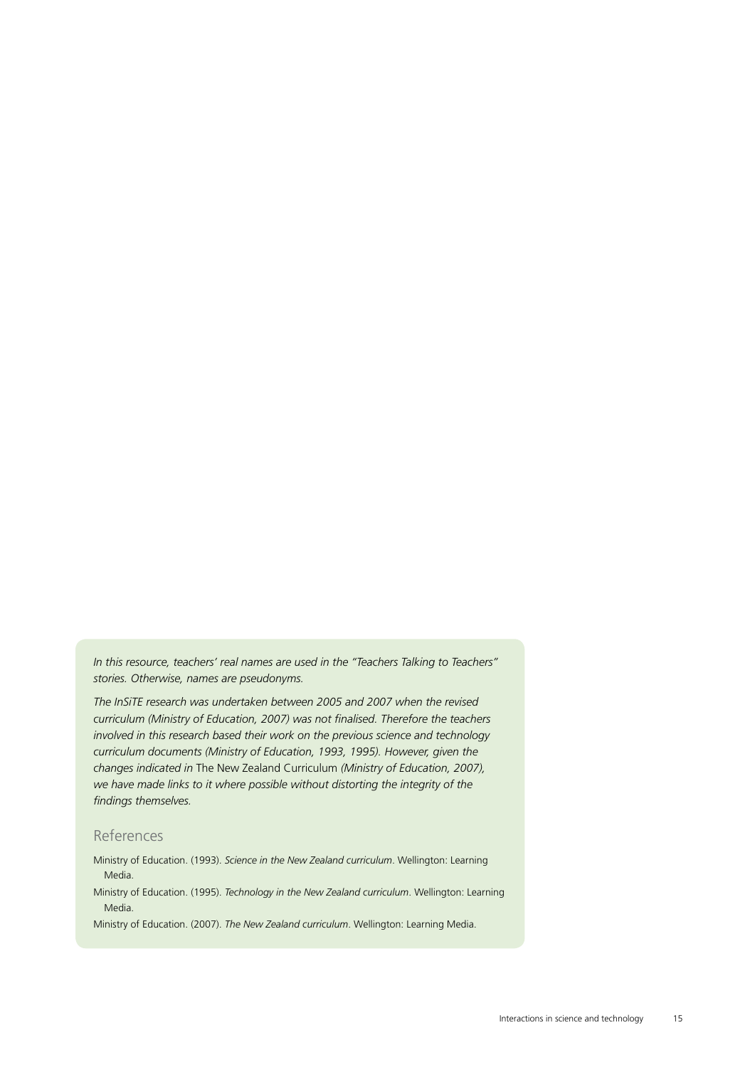*In this resource, teachers' real names are used in the "Teachers Talking to Teachers" stories. Otherwise, names are pseudonyms.*

*The InSiTE research was undertaken between 2005 and 2007 when the revised curriculum (Ministry of Education, 2007) was not finalised. Therefore the teachers involved in this research based their work on the previous science and technology curriculum documents (Ministry of Education, 1993, 1995). However, given the changes indicated in* The New Zealand Curriculum *(Ministry of Education, 2007), we have made links to it where possible without distorting the integrity of the findings themselves.*

## References

Ministry of Education. (1993). *Science in the New Zealand curriculum*. Wellington: Learning Media.

Ministry of Education. (1995). *Technology in the New Zealand curriculum*. Wellington: Learning Media.

Ministry of Education. (2007). *The New Zealand curriculum*. Wellington: Learning Media.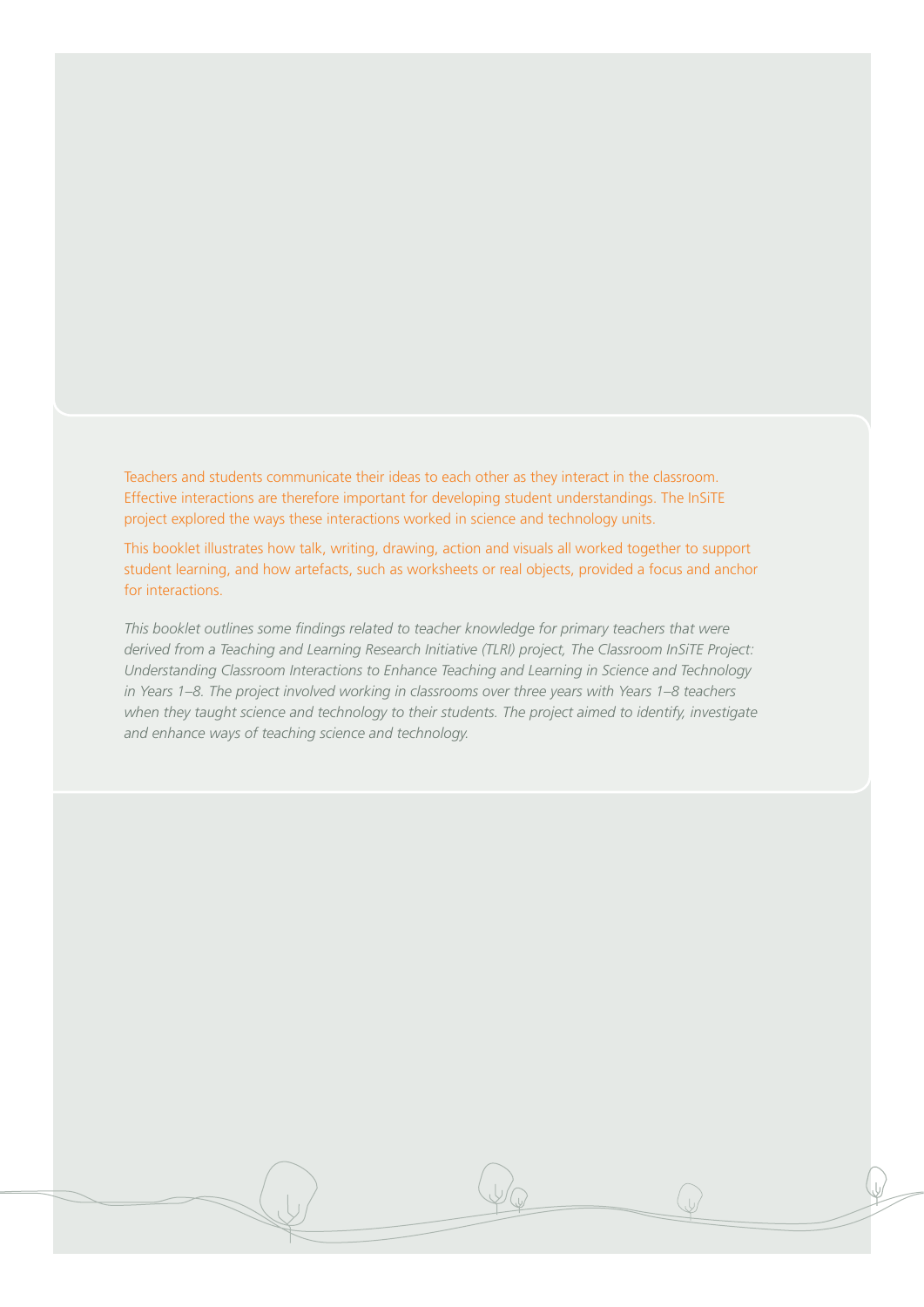Teachers and students communicate their ideas to each other as they interact in the classroom. Effective interactions are therefore important for developing student understandings. The InSiTE project explored the ways these interactions worked in science and technology units.

This booklet illustrates how talk, writing, drawing, action and visuals all worked together to support student learning, and how artefacts, such as worksheets or real objects, provided a focus and anchor for interactions.

*This booklet outlines some findings related to teacher knowledge for primary teachers that were derived from a Teaching and Learning Research Initiative (TLRI) project, The Classroom InSiTE Project: Understanding Classroom Interactions to Enhance Teaching and Learning in Science and Technology in Years 1–8. The project involved working in classrooms over three years with Years 1–8 teachers when they taught science and technology to their students. The project aimed to identify, investigate and enhance ways of teaching science and technology.*